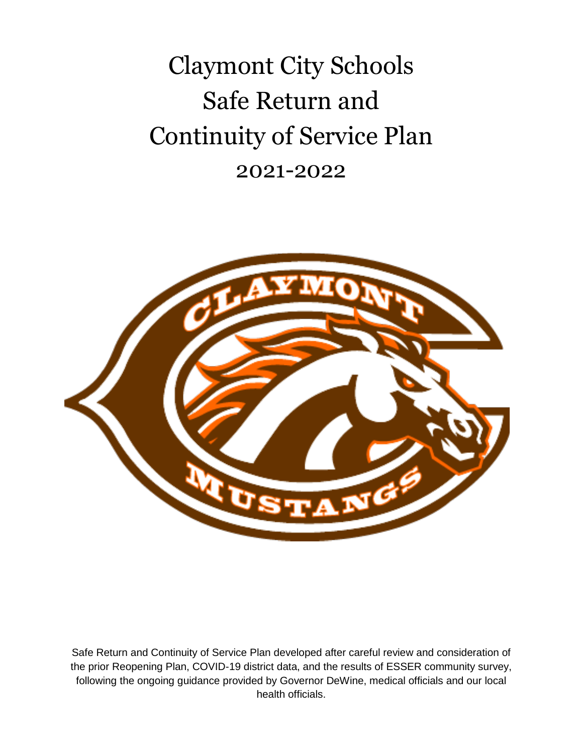# Claymont City Schools Safe Return and Continuity of Service Plan 2021-2022

Safe Return and Continuity of Service Plan developed after careful review and consideration of the prior Reopening Plan, COVID-19 district data, and the results of ESSER community survey, following the ongoing guidance provided by Governor DeWine, medical officials and our local health officials.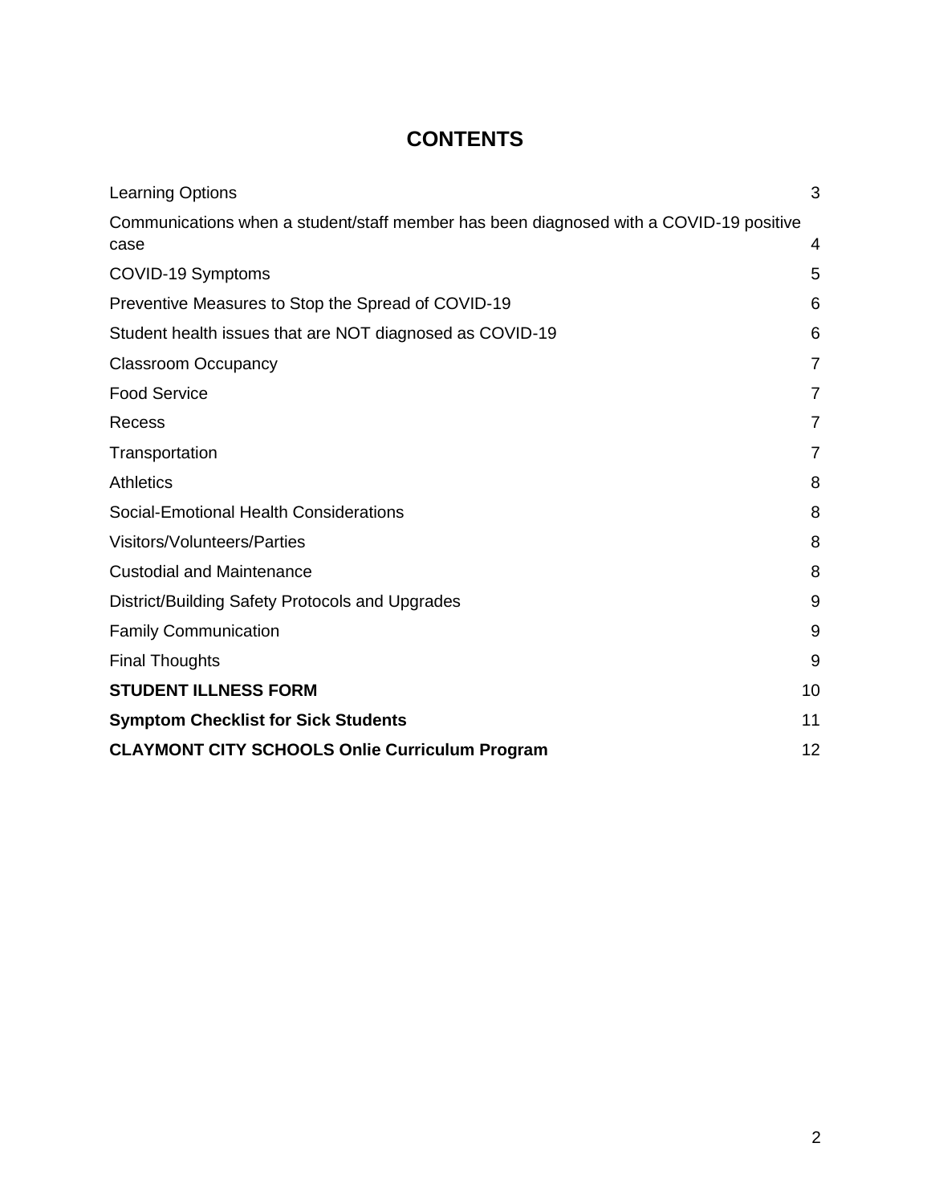# CONTENTS

| | |
|---|---|
| Learning Options | 3 |
| Communications when a student/staff member has been diagnosed with a COVID-19 positive case | 4 |
| COVID-19 Symptoms | 5 |
| Preventive Measures to Stop the Spread of COVID-19 | 6 |
| Student health issues that are NOT diagnosed as COVID-19 | 6 |
| Classroom Occupancy | 7 |
| Food Service | 7 |
| Recess | 7 |
| Transportation | 7 |
| Athletics | 8 |
| Social-Emotional Health Considerations | 8 |
| Visitors/Volunteers/Parties | 8 |
| Custodial and Maintenance | 8 |
| District/Building Safety Protocols and Upgrades | 9 |
| Family Communication | 9 |
| Final Thoughts | 9 |
| **STUDENT ILLNESS FORM** | 10 |
| **Symptom Checklist for Sick Students** | 11 |
| **CLAYMONT CITY SCHOOLS Onlie Curriculum Program** | 12 |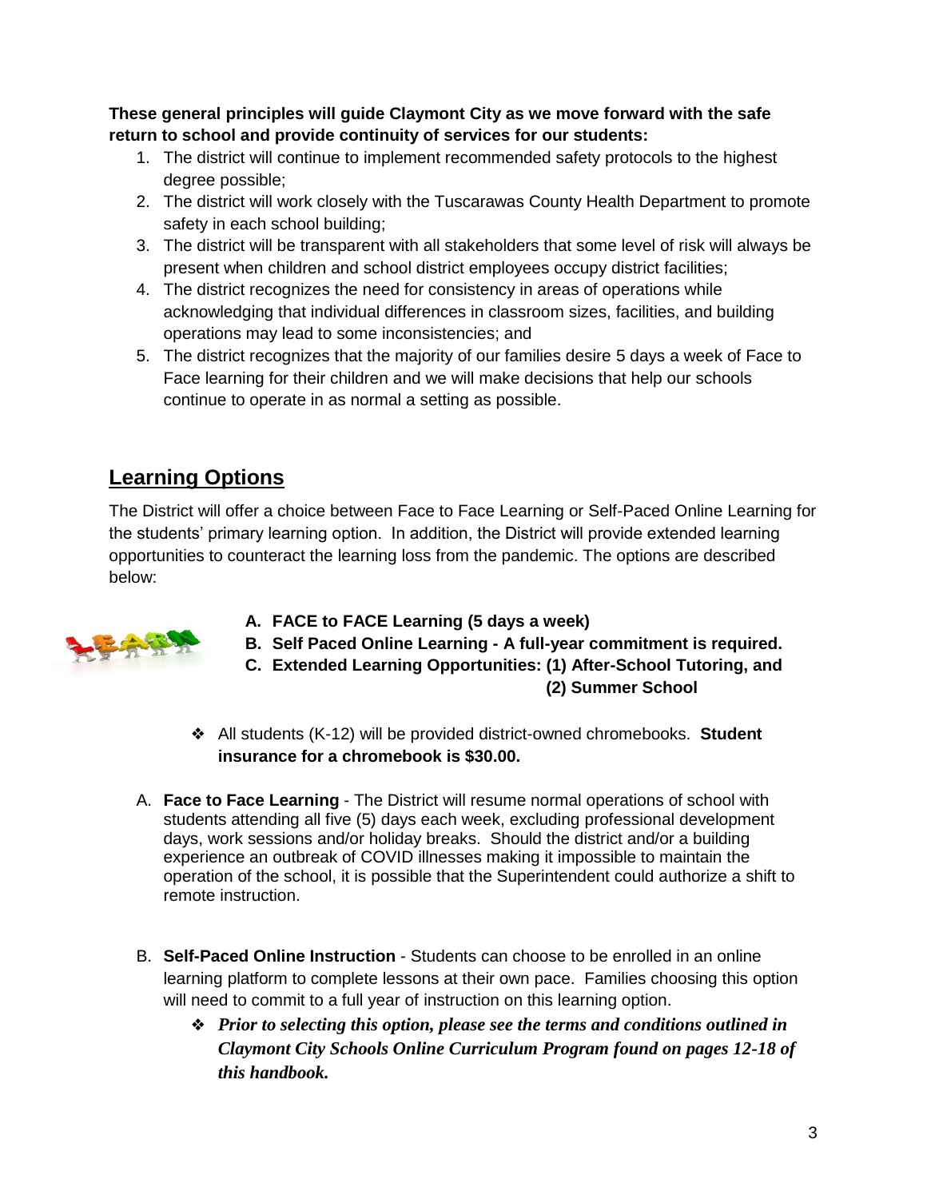**These general principles will guide Claymont City as we move forward with the safe return to school and provide continuity of services for our students:**

1. The district will continue to implement recommended safety protocols to the highest degree possible;
2. The district will work closely with the Tuscarawas County Health Department to promote safety in each school building;
3. The district will be transparent with all stakeholders that some level of risk will always be present when children and school district employees occupy district facilities;
4. The district recognizes the need for consistency in areas of operations while acknowledging that individual differences in classroom sizes, facilities, and building operations may lead to some inconsistencies; and
5. The district recognizes that the majority of our families desire 5 days a week of Face to Face learning for their children and we will make decisions that help our schools continue to operate in as normal a setting as possible.

## Learning Options

The District will offer a choice between Face to Face Learning or Self-Paced Online Learning for the students' primary learning option. In addition, the District will provide extended learning opportunities to counteract the learning loss from the pandemic. The options are described below:

- **A. FACE to FACE Learning (5 days a week)**
- **B. Self Paced Online Learning - A full-year commitment is required.**
- **C. Extended Learning Opportunities: (1) After-School Tutoring, and (2) Summer School**

- All students (K-12) will be provided district-owned chromebooks. **Student insurance for a chromebook is $30.00.**

A. **Face to Face Learning** - The District will resume normal operations of school with students attending all five (5) days each week, excluding professional development days, work sessions and/or holiday breaks. Should the district and/or a building experience an outbreak of COVID illnesses making it impossible to maintain the operation of the school, it is possible that the Superintendent could authorize a shift to remote instruction.

B. **Self-Paced Online Instruction** - Students can choose to be enrolled in an online learning platform to complete lessons at their own pace. Families choosing this option will need to commit to a full year of instruction on this learning option.

- ***Prior to selecting this option, please see the terms and conditions outlined in Claymont City Schools Online Curriculum Program found on pages 12-18 of this handbook.***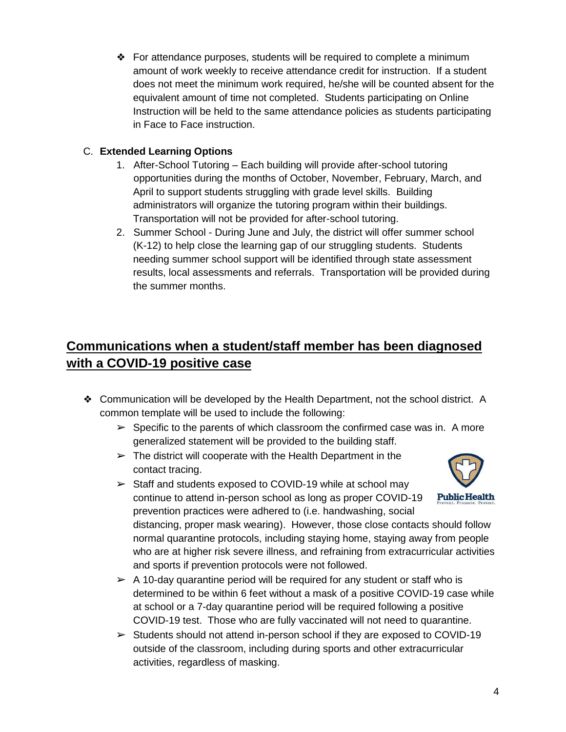- For attendance purposes, students will be required to complete a minimum amount of work weekly to receive attendance credit for instruction. If a student does not meet the minimum work required, he/she will be counted absent for the equivalent amount of time not completed. Students participating on Online Instruction will be held to the same attendance policies as students participating in Face to Face instruction.

C. **Extended Learning Options**

1. After-School Tutoring – Each building will provide after-school tutoring opportunities during the months of October, November, February, March, and April to support students struggling with grade level skills. Building administrators will organize the tutoring program within their buildings. Transportation will not be provided for after-school tutoring.
2. Summer School - During June and July, the district will offer summer school (K-12) to help close the learning gap of our struggling students. Students needing summer school support will be identified through state assessment results, local assessments and referrals. Transportation will be provided during the summer months.

## Communications when a student/staff member has been diagnosed with a COVID-19 positive case

- Communication will be developed by the Health Department, not the school district. A common template will be used to include the following:
  - Specific to the parents of which classroom the confirmed case was in. A more generalized statement will be provided to the building staff.
  - The district will cooperate with the Health Department in the contact tracing.
  - Staff and students exposed to COVID-19 while at school may continue to attend in-person school as long as proper COVID-19 prevention practices were adhered to (i.e. handwashing, social distancing, proper mask wearing). However, those close contacts should follow normal quarantine protocols, including staying home, staying away from people who are at higher risk severe illness, and refraining from extracurricular activities and sports if prevention protocols were not followed.
  - A 10-day quarantine period will be required for any student or staff who is determined to be within 6 feet without a mask of a positive COVID-19 case while at school or a 7-day quarantine period will be required following a positive COVID-19 test. Those who are fully vaccinated will not need to quarantine.
  - Students should not attend in-person school if they are exposed to COVID-19 outside of the classroom, including during sports and other extracurricular activities, regardless of masking.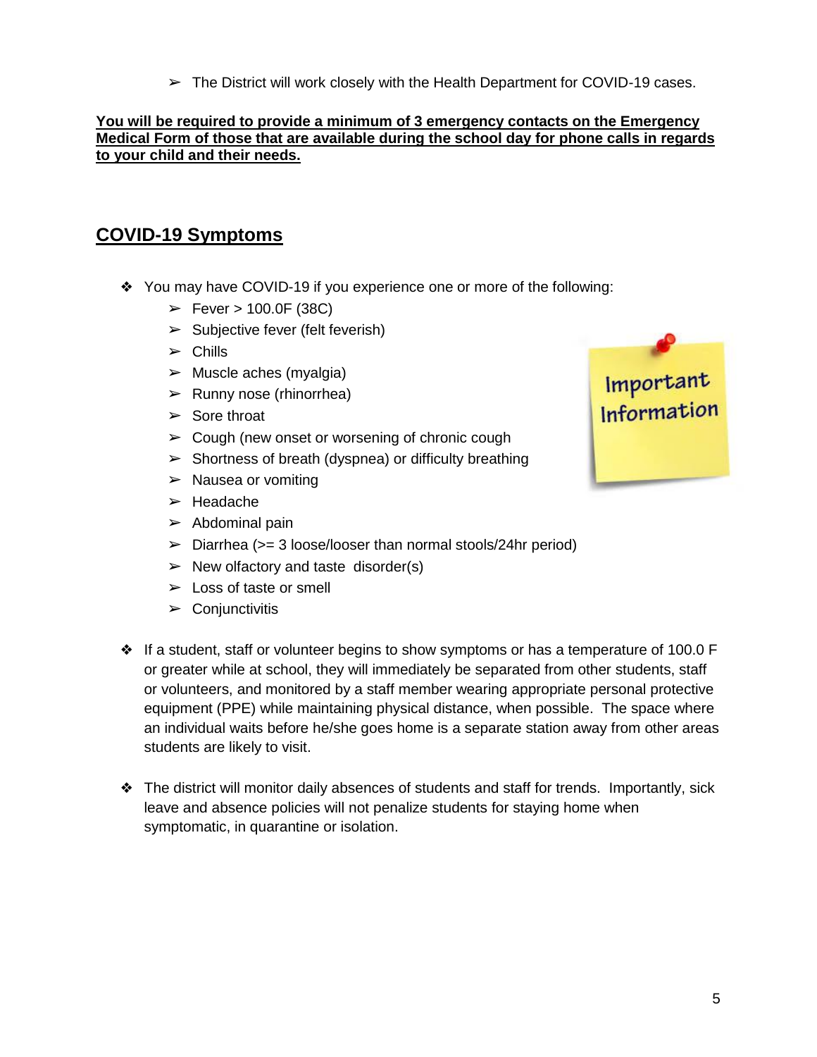- The District will work closely with the Health Department for COVID-19 cases.

**You will be required to provide a minimum of 3 emergency contacts on the Emergency Medical Form of those that are available during the school day for phone calls in regards to your child and their needs.**

## COVID-19 Symptoms

- You may have COVID-19 if you experience one or more of the following:
  - Fever > 100.0F (38C)
  - Subjective fever (felt feverish)
  - Chills
  - Muscle aches (myalgia)
  - Runny nose (rhinorrhea)
  - Sore throat
  - Cough (new onset or worsening of chronic cough
  - Shortness of breath (dyspnea) or difficulty breathing
  - Nausea or vomiting
  - Headache
  - Abdominal pain
  - Diarrhea (>= 3 loose/looser than normal stools/24hr period)
  - New olfactory and taste disorder(s)
  - Loss of taste or smell
  - Conjunctivitis

Important Information

- If a student, staff or volunteer begins to show symptoms or has a temperature of 100.0 F or greater while at school, they will immediately be separated from other students, staff or volunteers, and monitored by a staff member wearing appropriate personal protective equipment (PPE) while maintaining physical distance, when possible. The space where an individual waits before he/she goes home is a separate station away from other areas students are likely to visit.

- The district will monitor daily absences of students and staff for trends. Importantly, sick leave and absence policies will not penalize students for staying home when symptomatic, in quarantine or isolation.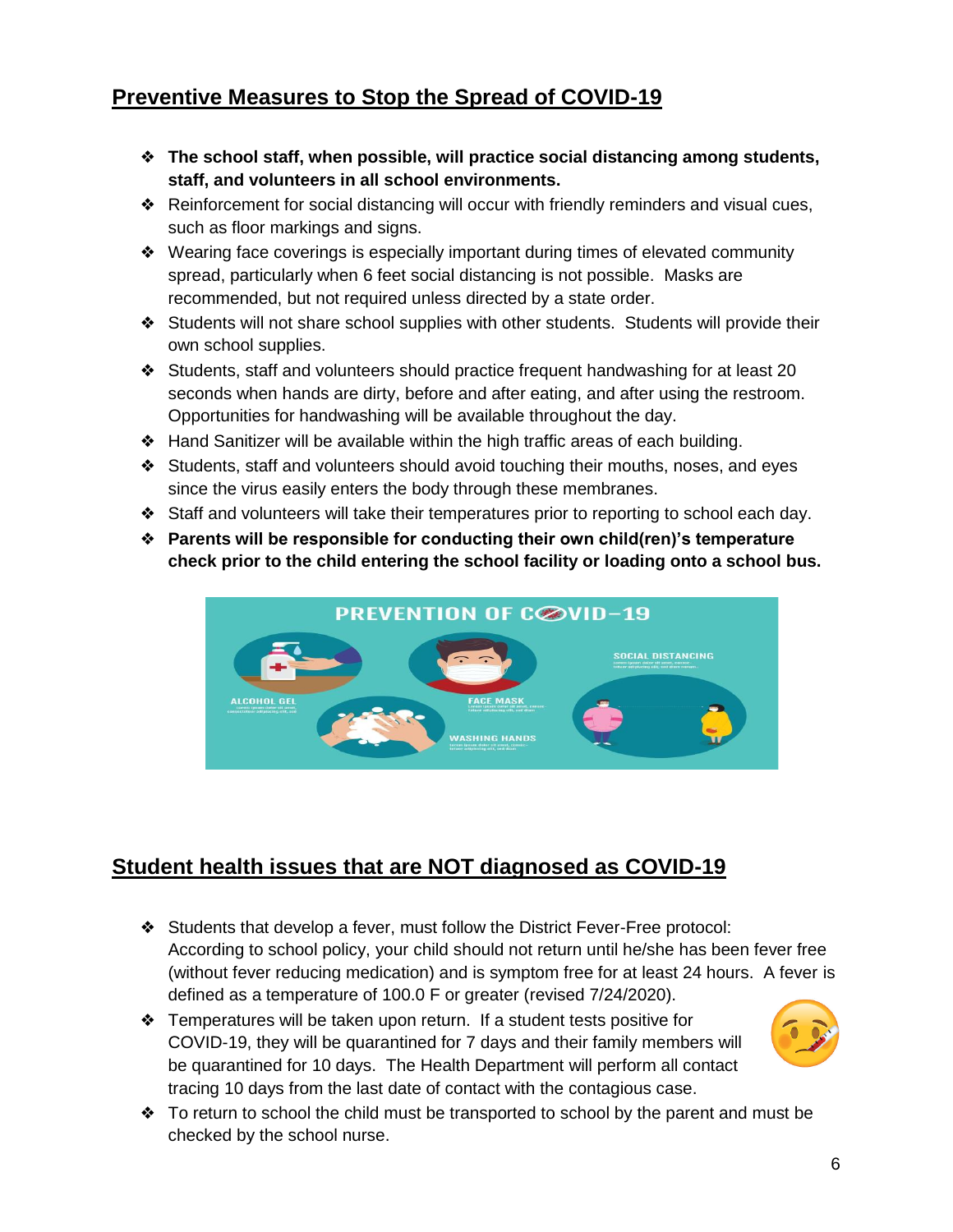## Preventive Measures to Stop the Spread of COVID-19

- **The school staff, when possible, will practice social distancing among students, staff, and volunteers in all school environments.**
- Reinforcement for social distancing will occur with friendly reminders and visual cues, such as floor markings and signs.
- Wearing face coverings is especially important during times of elevated community spread, particularly when 6 feet social distancing is not possible. Masks are recommended, but not required unless directed by a state order.
- Students will not share school supplies with other students. Students will provide their own school supplies.
- Students, staff and volunteers should practice frequent handwashing for at least 20 seconds when hands are dirty, before and after eating, and after using the restroom. Opportunities for handwashing will be available throughout the day.
- Hand Sanitizer will be available within the high traffic areas of each building.
- Students, staff and volunteers should avoid touching their mouths, noses, and eyes since the virus easily enters the body through these membranes.
- Staff and volunteers will take their temperatures prior to reporting to school each day.
- **Parents will be responsible for conducting their own child(ren)'s temperature check prior to the child entering the school facility or loading onto a school bus.**

## Student health issues that are NOT diagnosed as COVID-19

- Students that develop a fever, must follow the District Fever-Free protocol: According to school policy, your child should not return until he/she has been fever free (without fever reducing medication) and is symptom free for at least 24 hours. A fever is defined as a temperature of 100.0 F or greater (revised 7/24/2020).
- Temperatures will be taken upon return. If a student tests positive for COVID-19, they will be quarantined for 7 days and their family members will be quarantined for 10 days. The Health Department will perform all contact tracing 10 days from the last date of contact with the contagious case.
- To return to school the child must be transported to school by the parent and must be checked by the school nurse.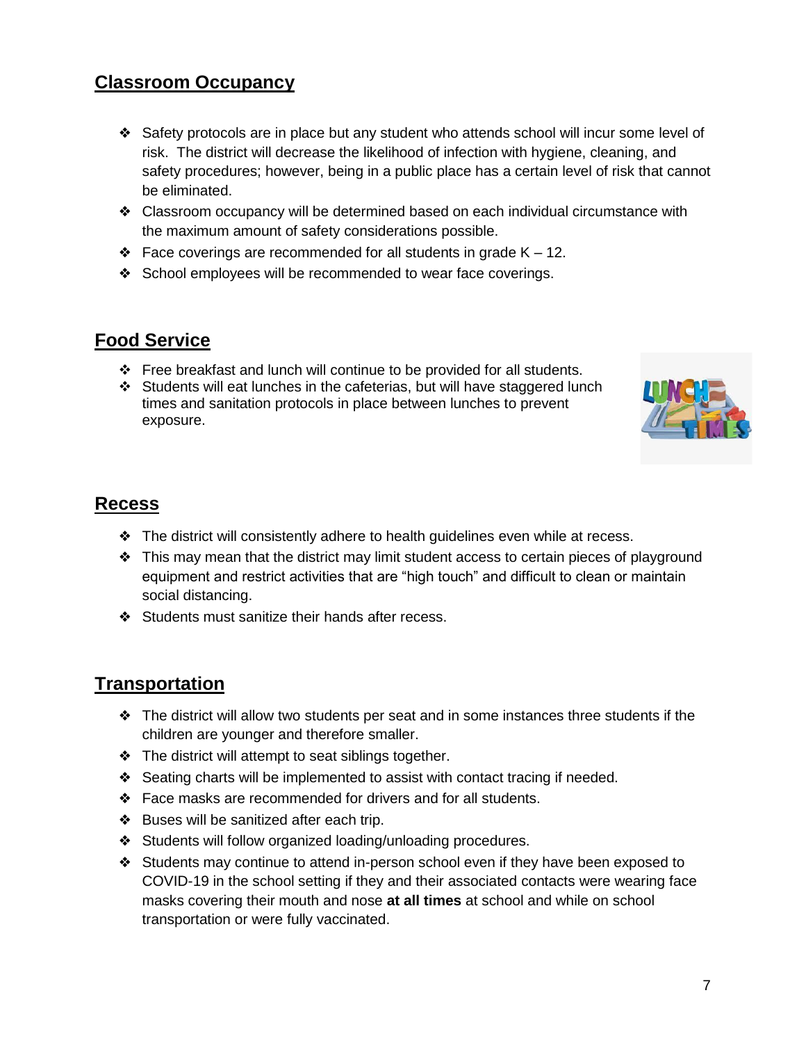## Classroom Occupancy

- Safety protocols are in place but any student who attends school will incur some level of risk. The district will decrease the likelihood of infection with hygiene, cleaning, and safety procedures; however, being in a public place has a certain level of risk that cannot be eliminated.
- Classroom occupancy will be determined based on each individual circumstance with the maximum amount of safety considerations possible.
- Face coverings are recommended for all students in grade K – 12.
- School employees will be recommended to wear face coverings.

## Food Service

- Free breakfast and lunch will continue to be provided for all students.
- Students will eat lunches in the cafeterias, but will have staggered lunch times and sanitation protocols in place between lunches to prevent exposure.

## Recess

- The district will consistently adhere to health guidelines even while at recess.
- This may mean that the district may limit student access to certain pieces of playground equipment and restrict activities that are "high touch" and difficult to clean or maintain social distancing.
- Students must sanitize their hands after recess.

## Transportation

- The district will allow two students per seat and in some instances three students if the children are younger and therefore smaller.
- The district will attempt to seat siblings together.
- Seating charts will be implemented to assist with contact tracing if needed.
- Face masks are recommended for drivers and for all students.
- Buses will be sanitized after each trip.
- Students will follow organized loading/unloading procedures.
- Students may continue to attend in-person school even if they have been exposed to COVID-19 in the school setting if they and their associated contacts were wearing face masks covering their mouth and nose **at all times** at school and while on school transportation or were fully vaccinated.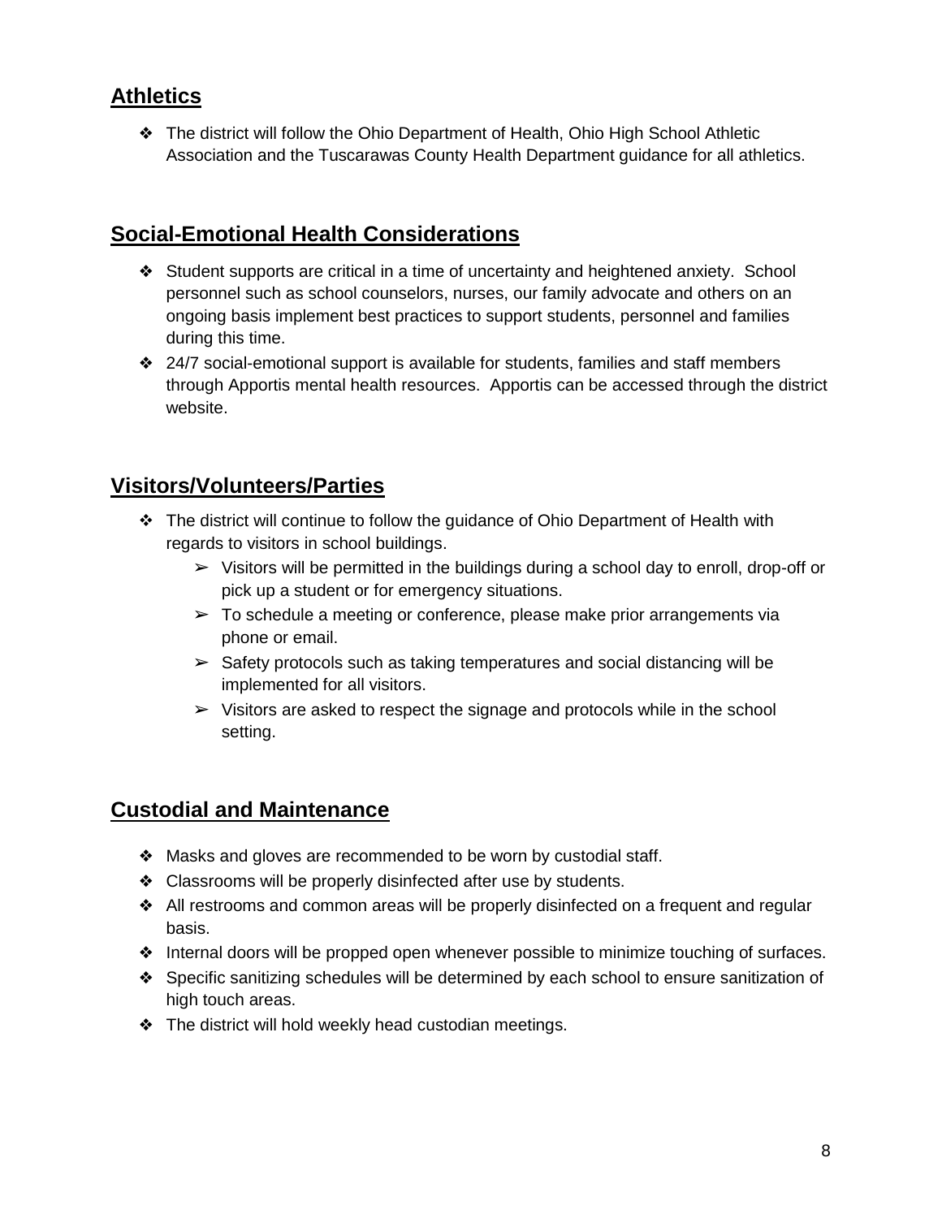## Athletics

- The district will follow the Ohio Department of Health, Ohio High School Athletic Association and the Tuscarawas County Health Department guidance for all athletics.

## Social-Emotional Health Considerations

- Student supports are critical in a time of uncertainty and heightened anxiety. School personnel such as school counselors, nurses, our family advocate and others on an ongoing basis implement best practices to support students, personnel and families during this time.
- 24/7 social-emotional support is available for students, families and staff members through Apportis mental health resources. Apportis can be accessed through the district website.

## Visitors/Volunteers/Parties

- The district will continue to follow the guidance of Ohio Department of Health with regards to visitors in school buildings.
  - Visitors will be permitted in the buildings during a school day to enroll, drop-off or pick up a student or for emergency situations.
  - To schedule a meeting or conference, please make prior arrangements via phone or email.
  - Safety protocols such as taking temperatures and social distancing will be implemented for all visitors.
  - Visitors are asked to respect the signage and protocols while in the school setting.

## Custodial and Maintenance

- Masks and gloves are recommended to be worn by custodial staff.
- Classrooms will be properly disinfected after use by students.
- All restrooms and common areas will be properly disinfected on a frequent and regular basis.
- Internal doors will be propped open whenever possible to minimize touching of surfaces.
- Specific sanitizing schedules will be determined by each school to ensure sanitization of high touch areas.
- The district will hold weekly head custodian meetings.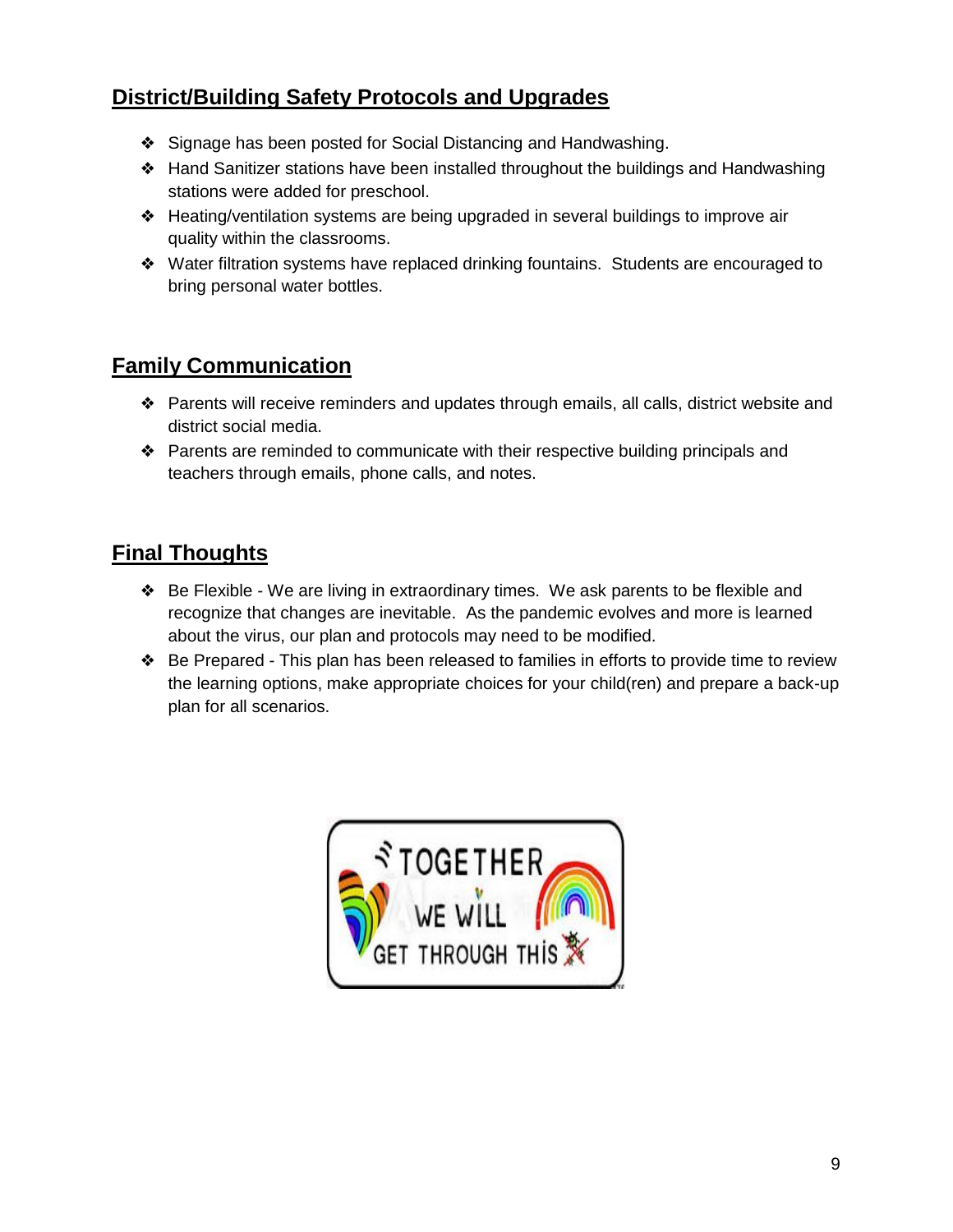## District/Building Safety Protocols and Upgrades

- Signage has been posted for Social Distancing and Handwashing.
- Hand Sanitizer stations have been installed throughout the buildings and Handwashing stations were added for preschool.
- Heating/ventilation systems are being upgraded in several buildings to improve air quality within the classrooms.
- Water filtration systems have replaced drinking fountains. Students are encouraged to bring personal water bottles.

## Family Communication

- Parents will receive reminders and updates through emails, all calls, district website and district social media.
- Parents are reminded to communicate with their respective building principals and teachers through emails, phone calls, and notes.

## Final Thoughts

- Be Flexible - We are living in extraordinary times. We ask parents to be flexible and recognize that changes are inevitable. As the pandemic evolves and more is learned about the virus, our plan and protocols may need to be modified.
- Be Prepared - This plan has been released to families in efforts to provide time to review the learning options, make appropriate choices for your child(ren) and prepare a back-up plan for all scenarios.

TOGETHER WE WILL GET THROUGH THIS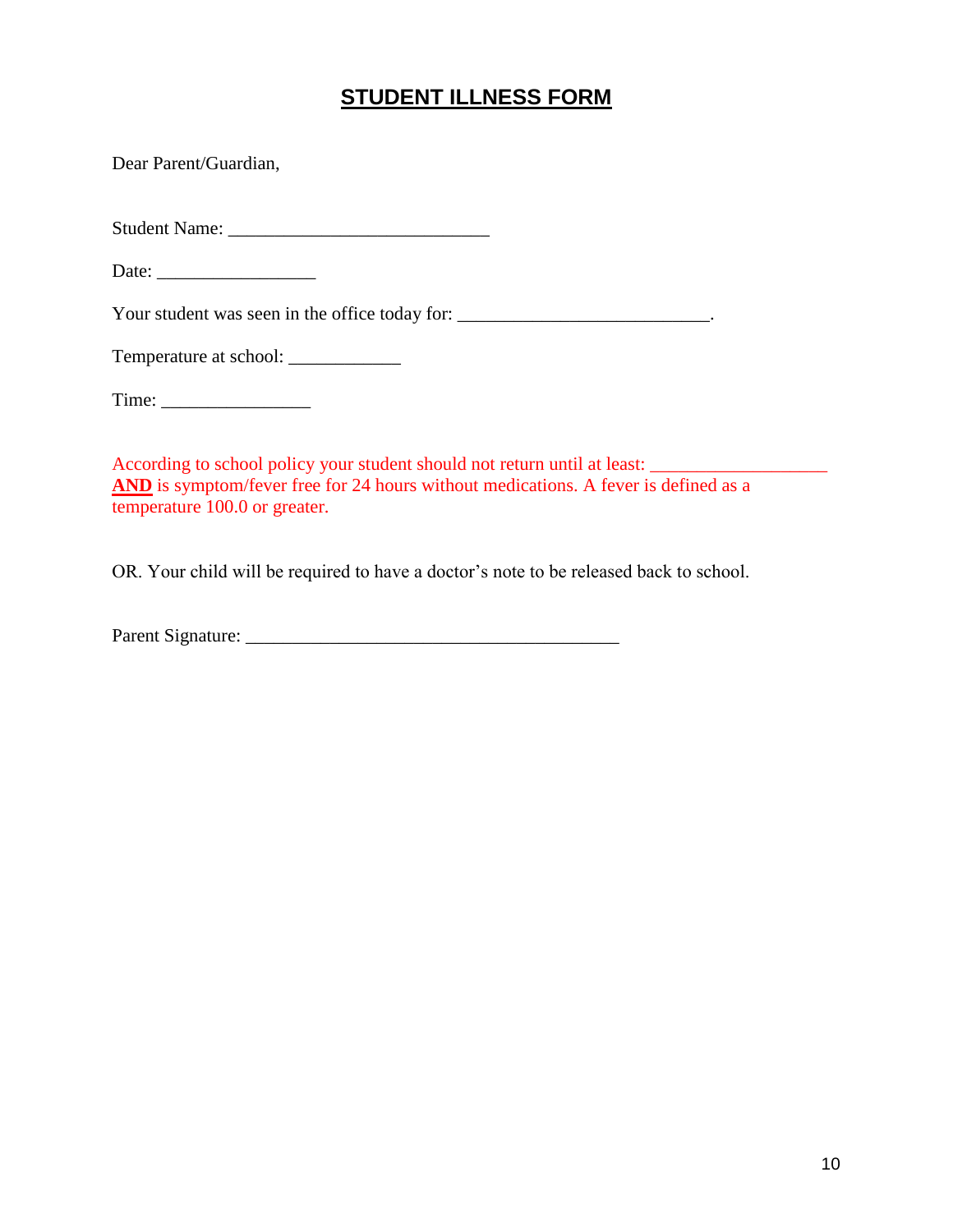# STUDENT ILLNESS FORM

Dear Parent/Guardian,

Student Name: ____________________________

Date: _________________

Your student was seen in the office today for: ___________________________.

Temperature at school: ____________

Time: ________________

According to school policy your student should not return until at least: ___________________ **AND** is symptom/fever free for 24 hours without medications. A fever is defined as a temperature 100.0 or greater.

OR. Your child will be required to have a doctor's note to be released back to school.

Parent Signature: ________________________________________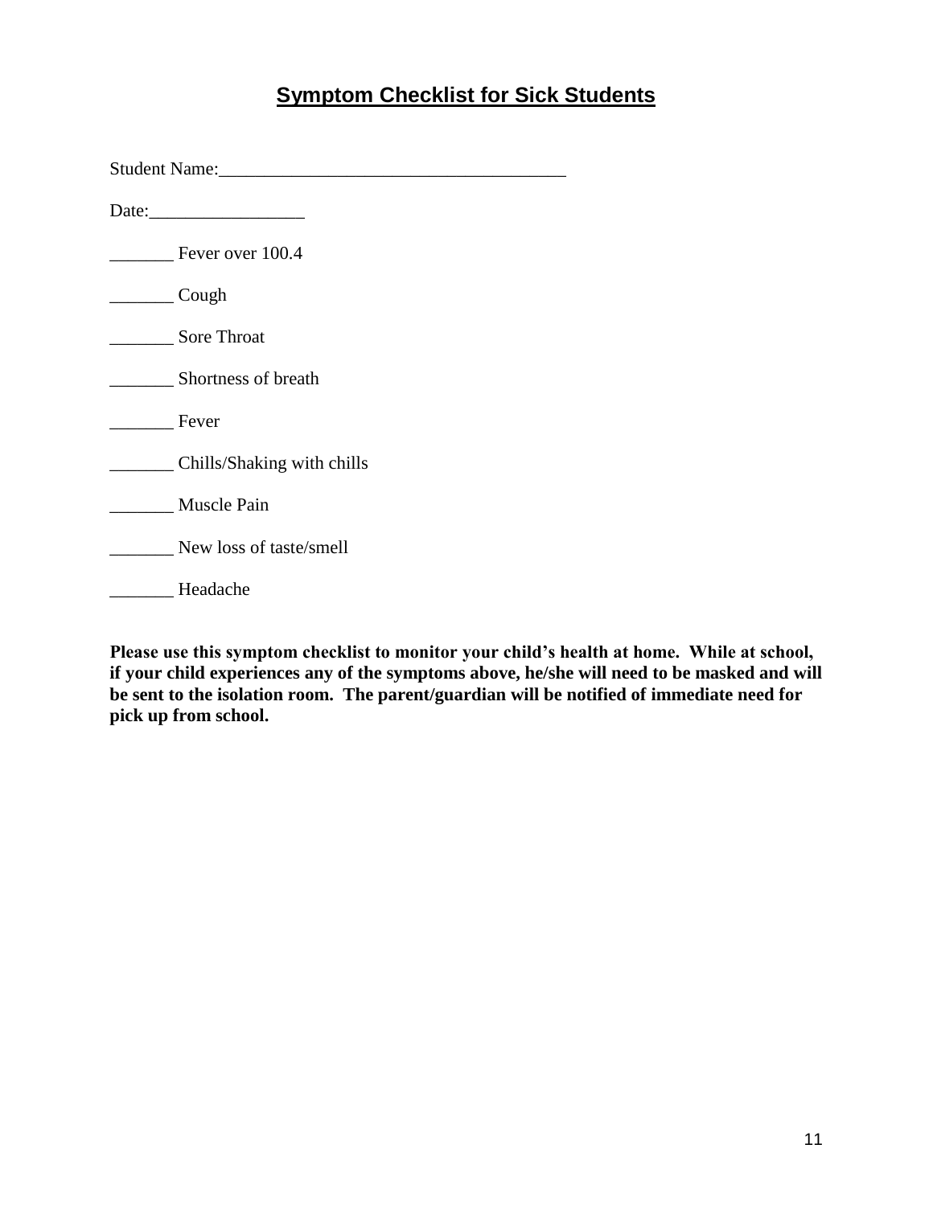## Symptom Checklist for Sick Students

Student Name:_______________________________________

Date:_________________

_______ Fever over 100.4

_______ Cough

_______ Sore Throat

_______ Shortness of breath

_______ Fever

_______ Chills/Shaking with chills

_______ Muscle Pain

_______ New loss of taste/smell

_______ Headache

**Please use this symptom checklist to monitor your child's health at home. While at school, if your child experiences any of the symptoms above, he/she will need to be masked and will be sent to the isolation room. The parent/guardian will be notified of immediate need for pick up from school.**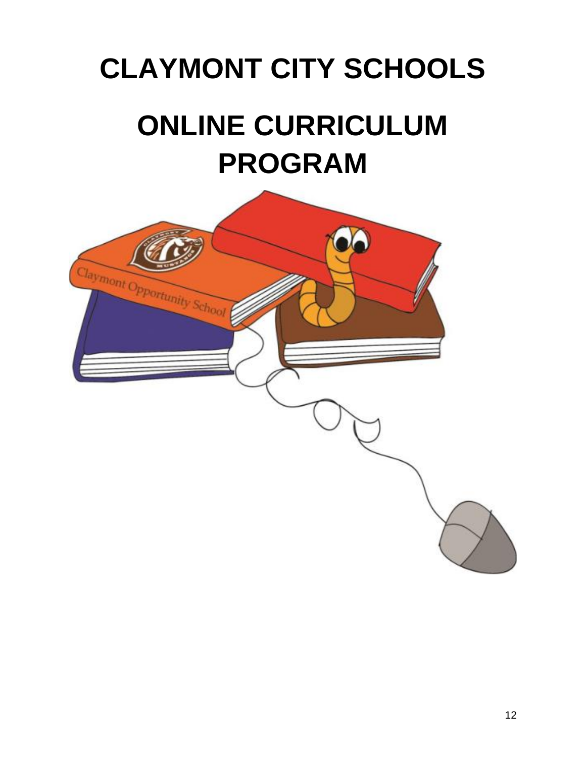# CLAYMONT CITY SCHOOLS

# ONLINE CURRICULUM PROGRAM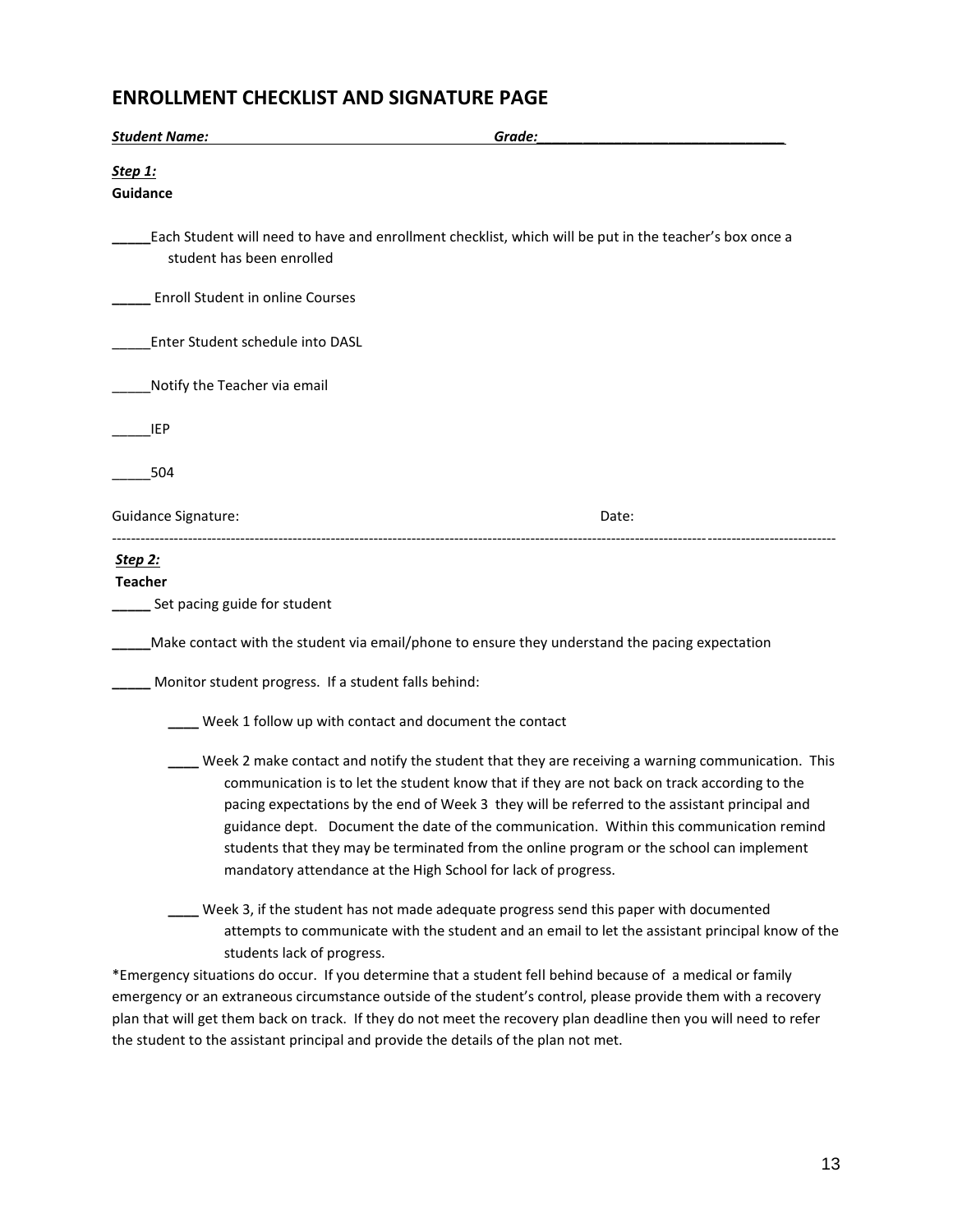## ENROLLMENT CHECKLIST AND SIGNATURE PAGE

***Student Name:*** ______________________________ ***Grade:***________________________________

***Step 1:***

**Guidance**

_____Each Student will need to have and enrollment checklist, which will be put in the teacher's box once a student has been enrolled

_____ Enroll Student in online Courses

_____Enter Student schedule into DASL

_____Notify the Teacher via email

_____IEP

_____504

Guidance Signature: Date:

---

***Step 2:***

**Teacher**

_____ Set pacing guide for student

_____Make contact with the student via email/phone to ensure they understand the pacing expectation

_____ Monitor student progress. If a student falls behind:

- ____ Week 1 follow up with contact and document the contact

- ____ Week 2 make contact and notify the student that they are receiving a warning communication. This communication is to let the student know that if they are not back on track according to the pacing expectations by the end of Week 3 they will be referred to the assistant principal and guidance dept. Document the date of the communication. Within this communication remind students that they may be terminated from the online program or the school can implement mandatory attendance at the High School for lack of progress.

- ____ Week 3, if the student has not made adequate progress send this paper with documented attempts to communicate with the student and an email to let the assistant principal know of the students lack of progress.

*Emergency situations do occur. If you determine that a student fell behind because of a medical or family emergency or an extraneous circumstance outside of the student's control, please provide them with a recovery plan that will get them back on track. If they do not meet the recovery plan deadline then you will need to refer the student to the assistant principal and provide the details of the plan not met.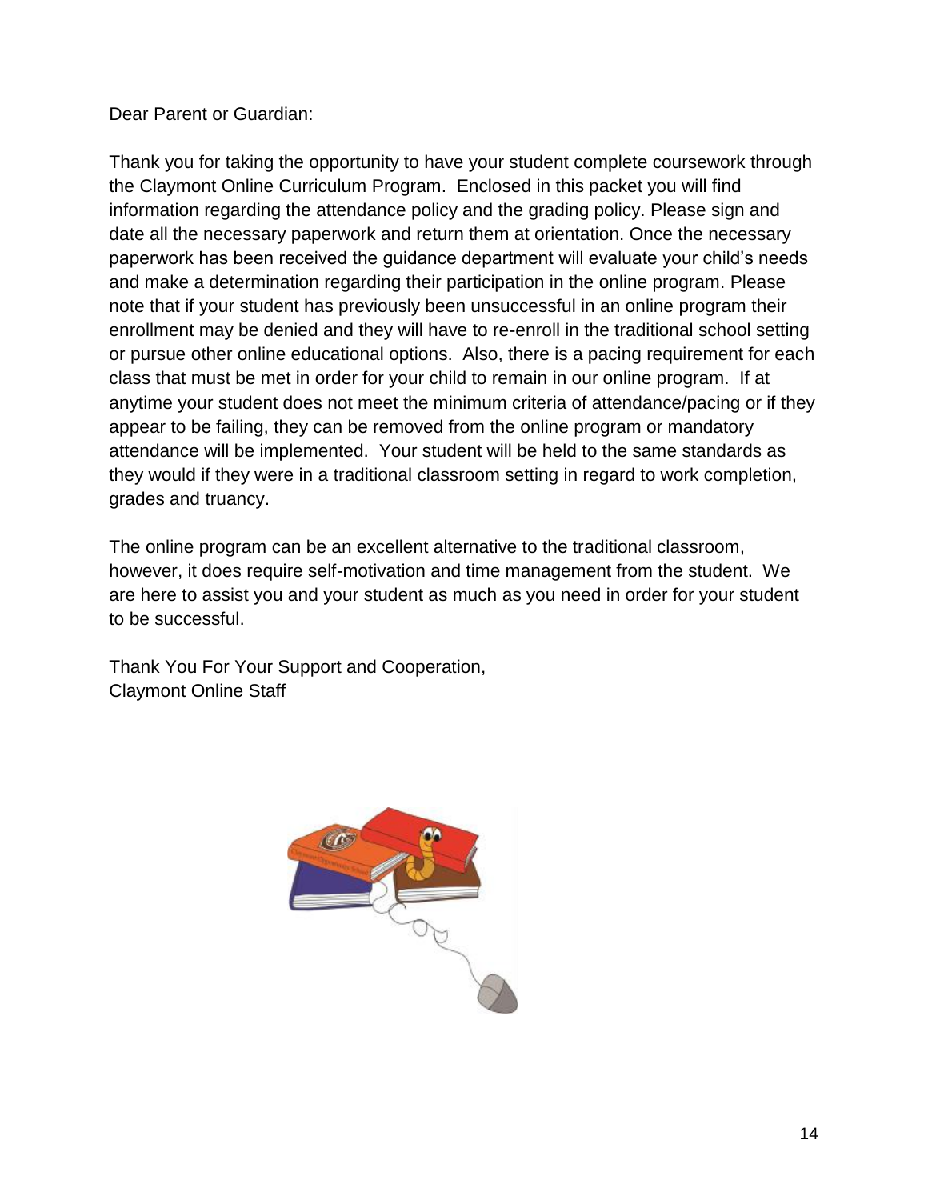Dear Parent or Guardian:

Thank you for taking the opportunity to have your student complete coursework through the Claymont Online Curriculum Program. Enclosed in this packet you will find information regarding the attendance policy and the grading policy. Please sign and date all the necessary paperwork and return them at orientation. Once the necessary paperwork has been received the guidance department will evaluate your child's needs and make a determination regarding their participation in the online program. Please note that if your student has previously been unsuccessful in an online program their enrollment may be denied and they will have to re-enroll in the traditional school setting or pursue other online educational options. Also, there is a pacing requirement for each class that must be met in order for your child to remain in our online program. If at anytime your student does not meet the minimum criteria of attendance/pacing or if they appear to be failing, they can be removed from the online program or mandatory attendance will be implemented. Your student will be held to the same standards as they would if they were in a traditional classroom setting in regard to work completion, grades and truancy.

The online program can be an excellent alternative to the traditional classroom, however, it does require self-motivation and time management from the student. We are here to assist you and your student as much as you need in order for your student to be successful.

Thank You For Your Support and Cooperation,
Claymont Online Staff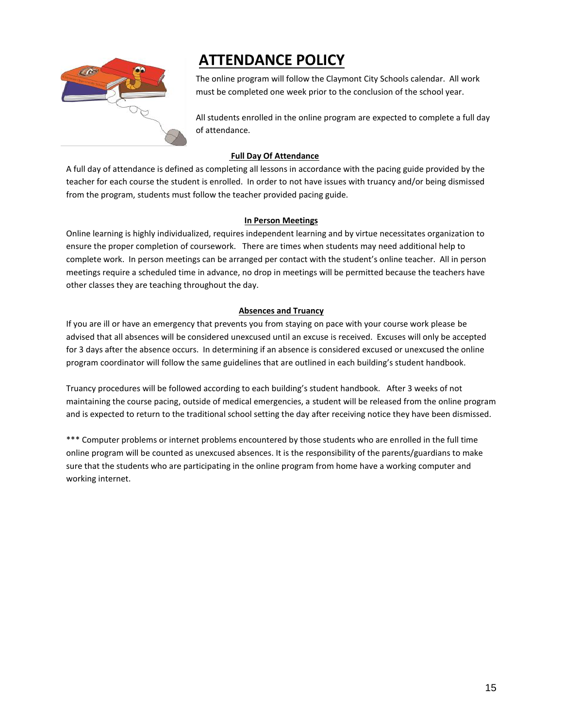# ATTENDANCE POLICY

The online program will follow the Claymont City Schools calendar. All work must be completed one week prior to the conclusion of the school year.

All students enrolled in the online program are expected to complete a full day of attendance.

## Full Day Of Attendance

A full day of attendance is defined as completing all lessons in accordance with the pacing guide provided by the teacher for each course the student is enrolled. In order to not have issues with truancy and/or being dismissed from the program, students must follow the teacher provided pacing guide.

## In Person Meetings

Online learning is highly individualized, requires independent learning and by virtue necessitates organization to ensure the proper completion of coursework. There are times when students may need additional help to complete work. In person meetings can be arranged per contact with the student's online teacher. All in person meetings require a scheduled time in advance, no drop in meetings will be permitted because the teachers have other classes they are teaching throughout the day.

## Absences and Truancy

If you are ill or have an emergency that prevents you from staying on pace with your course work please be advised that all absences will be considered unexcused until an excuse is received. Excuses will only be accepted for 3 days after the absence occurs. In determining if an absence is considered excused or unexcused the online program coordinator will follow the same guidelines that are outlined in each building's student handbook.

Truancy procedures will be followed according to each building's student handbook. After 3 weeks of not maintaining the course pacing, outside of medical emergencies, a student will be released from the online program and is expected to return to the traditional school setting the day after receiving notice they have been dismissed.

*** Computer problems or internet problems encountered by those students who are enrolled in the full time online program will be counted as unexcused absences. It is the responsibility of the parents/guardians to make sure that the students who are participating in the online program from home have a working computer and working internet.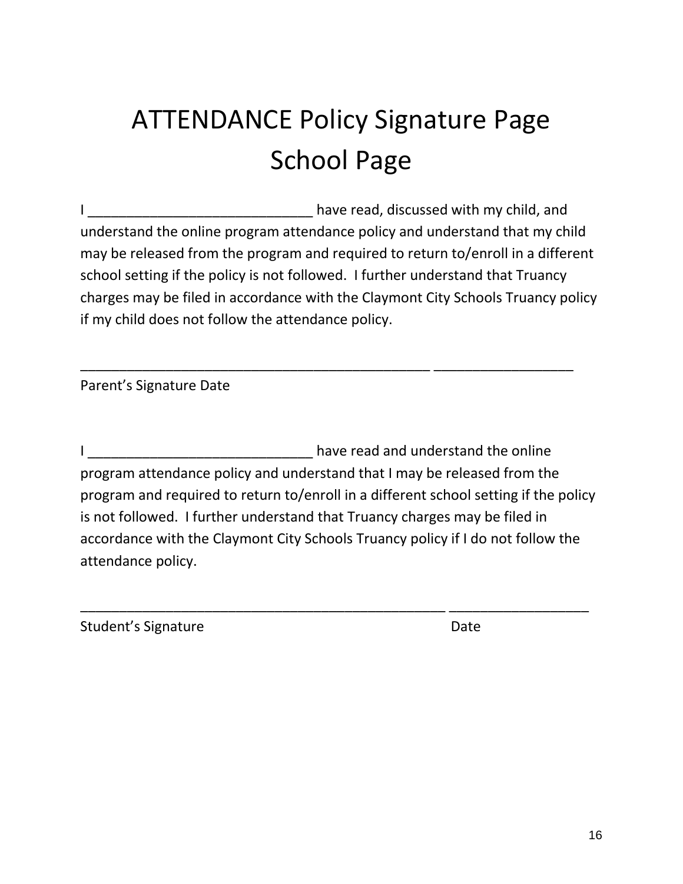# ATTENDANCE Policy Signature Page
# School Page

I _____________________________ have read, discussed with my child, and understand the online program attendance policy and understand that my child may be released from the program and required to return to/enroll in a different school setting if the policy is not followed. I further understand that Truancy charges may be filed in accordance with the Claymont City Schools Truancy policy if my child does not follow the attendance policy.

_____________________________________________ __________________

Parent's Signature Date

I _____________________________ have read and understand the online program attendance policy and understand that I may be released from the program and required to return to/enroll in a different school setting if the policy is not followed. I further understand that Truancy charges may be filed in accordance with the Claymont City Schools Truancy policy if I do not follow the attendance policy.

_________________________________________________ __________________

Student's Signature Date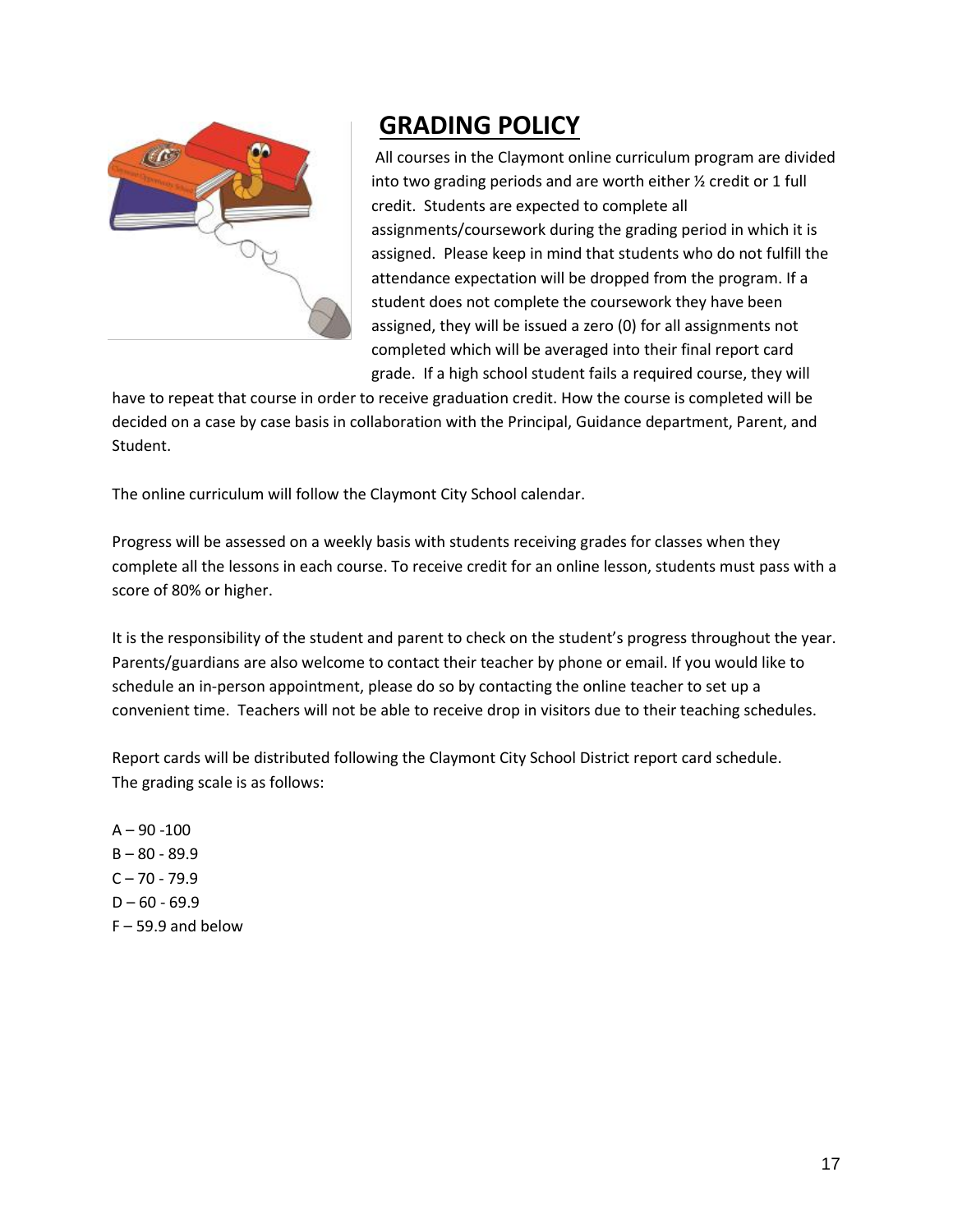## GRADING POLICY

All courses in the Claymont online curriculum program are divided into two grading periods and are worth either ½ credit or 1 full credit. Students are expected to complete all assignments/coursework during the grading period in which it is assigned. Please keep in mind that students who do not fulfill the attendance expectation will be dropped from the program. If a student does not complete the coursework they have been assigned, they will be issued a zero (0) for all assignments not completed which will be averaged into their final report card grade. If a high school student fails a required course, they will have to repeat that course in order to receive graduation credit. How the course is completed will be decided on a case by case basis in collaboration with the Principal, Guidance department, Parent, and Student.

The online curriculum will follow the Claymont City School calendar.

Progress will be assessed on a weekly basis with students receiving grades for classes when they complete all the lessons in each course. To receive credit for an online lesson, students must pass with a score of 80% or higher.

It is the responsibility of the student and parent to check on the student's progress throughout the year. Parents/guardians are also welcome to contact their teacher by phone or email. If you would like to schedule an in-person appointment, please do so by contacting the online teacher to set up a convenient time. Teachers will not be able to receive drop in visitors due to their teaching schedules.

Report cards will be distributed following the Claymont City School District report card schedule.
The grading scale is as follows:

A – 90 -100
B – 80 - 89.9
C – 70 - 79.9
D – 60 - 69.9
F – 59.9 and below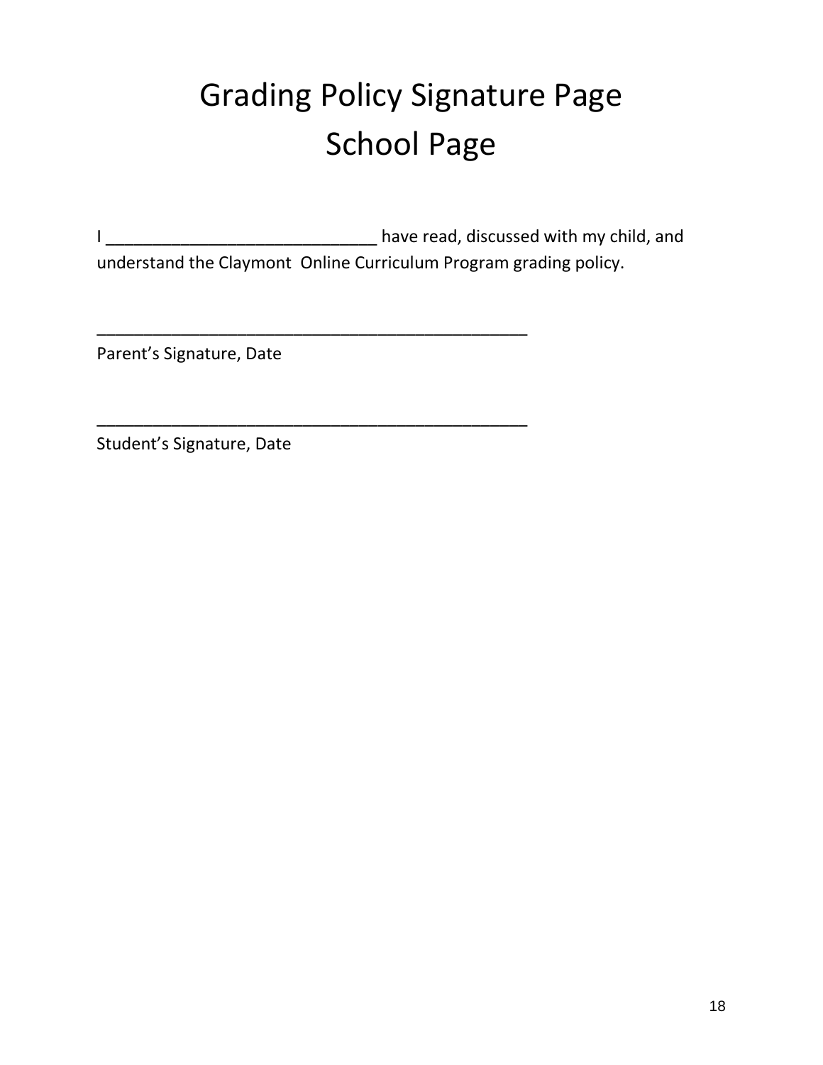# Grading Policy Signature Page
# School Page

I ______________________________ have read, discussed with my child, and understand the Claymont  Online Curriculum Program grading policy.

_______________________________________________

Parent's Signature, Date

_______________________________________________

Student's Signature, Date